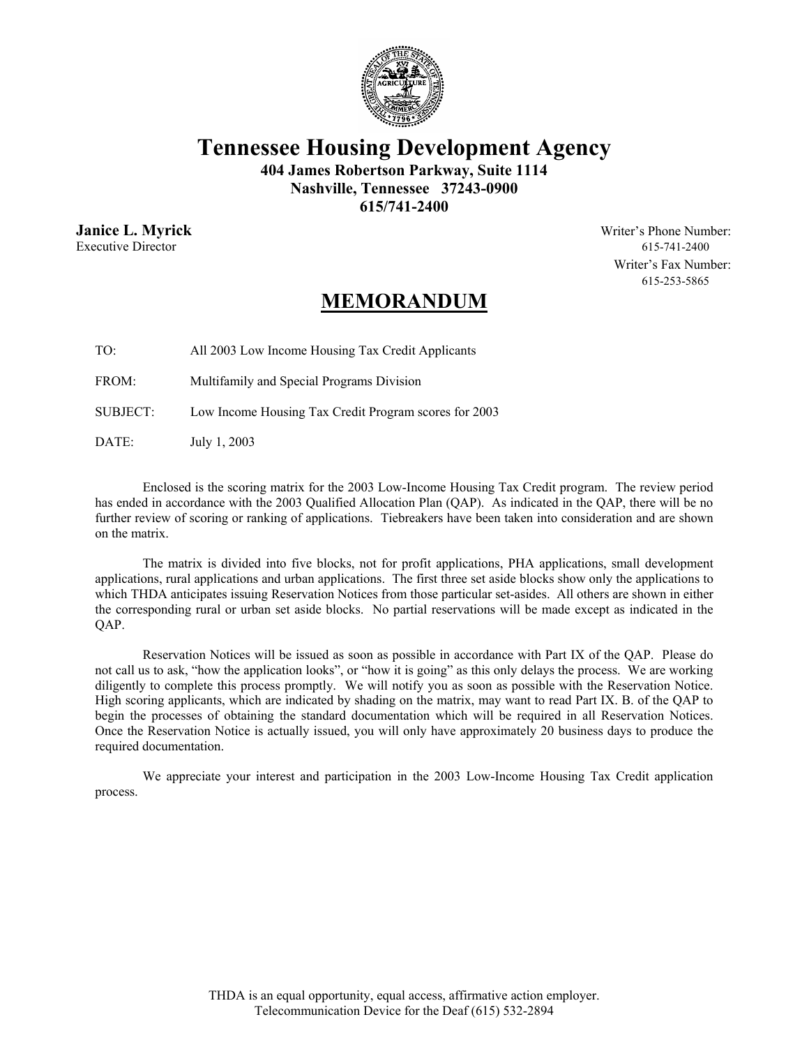# Tennessee Housing Development Agency

**404 James Robertson Parkway, Suite 1114**
**Nashville, Tennessee 37243-0900**
**615/741-2400**

**Janice L. Myrick**
Executive Director

Writer's Phone Number:
615-741-2400
Writer's Fax Number:
615-253-5865

## MEMORANDUM

TO: All 2003 Low Income Housing Tax Credit Applicants

FROM: Multifamily and Special Programs Division

SUBJECT: Low Income Housing Tax Credit Program scores for 2003

DATE: July 1, 2003

Enclosed is the scoring matrix for the 2003 Low-Income Housing Tax Credit program. The review period has ended in accordance with the 2003 Qualified Allocation Plan (QAP). As indicated in the QAP, there will be no further review of scoring or ranking of applications. Tiebreakers have been taken into consideration and are shown on the matrix.

The matrix is divided into five blocks, not for profit applications, PHA applications, small development applications, rural applications and urban applications. The first three set aside blocks show only the applications to which THDA anticipates issuing Reservation Notices from those particular set-asides. All others are shown in either the corresponding rural or urban set aside blocks. No partial reservations will be made except as indicated in the QAP.

Reservation Notices will be issued as soon as possible in accordance with Part IX of the QAP. Please do not call us to ask, "how the application looks", or "how it is going" as this only delays the process. We are working diligently to complete this process promptly. We will notify you as soon as possible with the Reservation Notice. High scoring applicants, which are indicated by shading on the matrix, may want to read Part IX. B. of the QAP to begin the processes of obtaining the standard documentation which will be required in all Reservation Notices. Once the Reservation Notice is actually issued, you will only have approximately 20 business days to produce the required documentation.

We appreciate your interest and participation in the 2003 Low-Income Housing Tax Credit application process.

THDA is an equal opportunity, equal access, affirmative action employer.
Telecommunication Device for the Deaf (615) 532-2894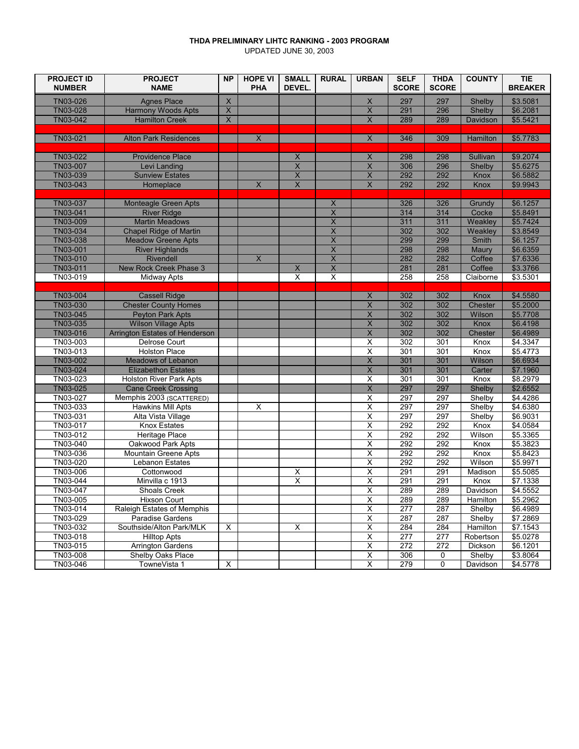**THDA PRELIMINARY LIHTC RANKING - 2003 PROGRAM**

UPDATED JUNE 30, 2003

| PROJECT ID NUMBER | PROJECT NAME | NP | HOPE VI PHA | SMALL DEVEL. | RURAL | URBAN | SELF SCORE | THDA SCORE | COUNTY | TIE BREAKER |
|---|---|---|---|---|---|---|---|---|---|---|
| TN03-026 | Agnes Place | X | | | | X | 297 | 297 | Shelby | $3.5081 |
| TN03-028 | Harmony Woods Apts | X | | | | X | 291 | 296 | Shelby | $6.2081 |
| TN03-042 | Hamilton Creek | X | | | | X | 289 | 289 | Davidson | $5.5421 |
| | | | | | | | | | | |
| TN03-021 | Alton Park Residences | | X | | | X | 346 | 309 | Hamilton | $5.7783 |
| | | | | | | | | | | |
| TN03-022 | Providence Place | | | X | | X | 298 | 298 | Sullivan | $9.2074 |
| TN03-007 | Levi Landing | | | X | | X | 306 | 296 | Shelby | $5.6275 |
| TN03-039 | Sunview Estates | | | X | | X | 292 | 292 | Knox | $6.5882 |
| TN03-043 | Homeplace | | X | X | | X | 292 | 292 | Knox | $9.9943 |
| | | | | | | | | | | |
| TN03-037 | Monteagle Green Apts | | | | X | | 326 | 326 | Grundy | $6.1257 |
| TN03-041 | River Ridge | | | | X | | 314 | 314 | Cocke | $5.8491 |
| TN03-009 | Martin Meadows | | | | X | | 311 | 311 | Weakley | $5.7424 |
| TN03-034 | Chapel Ridge of Martin | | | | X | | 302 | 302 | Weakley | $3.8549 |
| TN03-038 | Meadow Greene Apts | | | | X | | 299 | 299 | Smith | $6.1257 |
| TN03-001 | River Highlands | | | | X | | 298 | 298 | Maury | $6.6359 |
| TN03-010 | Rivendell | | X | | X | | 282 | 282 | Coffee | $7.6336 |
| TN03-011 | New Rock Creek Phase 3 | | | X | X | | 281 | 281 | Coffee | $3.3766 |
| TN03-019 | Midway Apts | | | X | X | | 258 | 258 | Claiborne | $3.5301 |
| | | | | | | | | | | |
| TN03-004 | Cassell Ridge | | | | | X | 302 | 302 | Knox | $4.5580 |
| TN03-030 | Chester County Homes | | | | | X | 302 | 302 | Chester | $5.2000 |
| TN03-045 | Peyton Park Apts | | | | | X | 302 | 302 | Wilson | $5.7708 |
| TN03-035 | Wilson Village Apts | | | | | X | 302 | 302 | Knox | $6.4198 |
| TN03-016 | Arrington Estates of Henderson | | | | | X | 302 | 302 | Chester | $6.4989 |
| TN03-003 | Delrose Court | | | | | X | 302 | 301 | Knox | $4.3347 |
| TN03-013 | Holston Place | | | | | X | 301 | 301 | Knox | $5.4773 |
| TN03-002 | Meadows of Lebanon | | | | | X | 301 | 301 | Wilson | $6.6934 |
| TN03-024 | Elizabethon Estates | | | | | X | 301 | 301 | Carter | $7.1960 |
| TN03-023 | Holston River Park Apts | | | | | X | 301 | 301 | Knox | $8.2979 |
| TN03-025 | Cane Creek Crossing | | | | | X | 297 | 297 | Shelby | $2.6552 |
| TN03-027 | Memphis 2003 (SCATTERED) | | | | | X | 297 | 297 | Shelby | $4.4286 |
| TN03-033 | Hawkins Mill Apts | | X | | | X | 297 | 297 | Shelby | $4.6380 |
| TN03-031 | Alta Vista Village | | | | | X | 297 | 297 | Shelby | $6.9031 |
| TN03-017 | Knox Estates | | | | | X | 292 | 292 | Knox | $4.0584 |
| TN03-012 | Heritage Place | | | | | X | 292 | 292 | Wilson | $5.3365 |
| TN03-040 | Oakwood Park Apts | | | | | X | 292 | 292 | Knox | $5.3823 |
| TN03-036 | Mountain Greene Apts | | | | | X | 292 | 292 | Knox | $5.8423 |
| TN03-020 | Lebanon Estates | | | | | X | 292 | 292 | Wilson | $5.9971 |
| TN03-006 | Cottonwood | | | X | | X | 291 | 291 | Madison | $5.5085 |
| TN03-044 | Minvilla c 1913 | | | X | | X | 291 | 291 | Knox | $7.1338 |
| TN03-047 | Shoals Creek | | | | | X | 289 | 289 | Davidson | $4.5552 |
| TN03-005 | Hixson Court | | | | | X | 289 | 289 | Hamilton | $5.2962 |
| TN03-014 | Raleigh Estates of Memphis | | | | | X | 277 | 287 | Shelby | $6.4989 |
| TN03-029 | Paradise Gardens | | | | | X | 287 | 287 | Shelby | $7.2869 |
| TN03-032 | Southside/Alton Park/MLK | X | | X | | X | 284 | 284 | Hamilton | $7.1543 |
| TN03-018 | Hilltop Apts | | | | | X | 277 | 277 | Robertson | $5.0278 |
| TN03-015 | Arrington Gardens | | | | | X | 272 | 272 | Dickson | $6.1201 |
| TN03-008 | Shelby Oaks Place | | | | | X | 306 | 0 | Shelby | $3.8064 |
| TN03-046 | TowneVista 1 | X | | | | X | 279 | 0 | Davidson | $4.5778 |